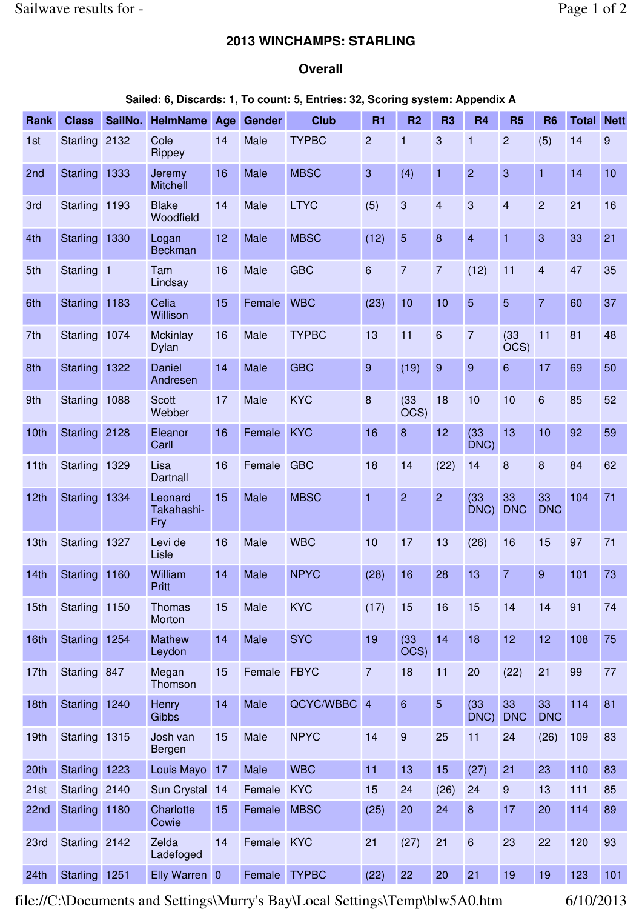### 2013 WINCHAMPS: STARLING

### Overall

**Sailed: 6, Discards: 1, To count: 5, Entries: 32, Scoring system: Appendix A**

| Rank | Class | SailNo. | HelmName | Age | Gender | Club | R1 | R2 | R3 | R4 | R5 | R6 | Total | Nett |
|---|---|---|---|---|---|---|---|---|---|---|---|---|---|---|
| 1st | Starling | 2132 | Cole Rippey | 14 | Male | TYPBC | 2 | 1 | 3 | 1 | 2 | (5) | 14 | 9 |
| 2nd | Starling | 1333 | Jeremy Mitchell | 16 | Male | MBSC | 3 | (4) | 1 | 2 | 3 | 1 | 14 | 10 |
| 3rd | Starling | 1193 | Blake Woodfield | 14 | Male | LTYC | (5) | 3 | 4 | 3 | 4 | 2 | 21 | 16 |
| 4th | Starling | 1330 | Logan Beckman | 12 | Male | MBSC | (12) | 5 | 8 | 4 | 1 | 3 | 33 | 21 |
| 5th | Starling | 1 | Tam Lindsay | 16 | Male | GBC | 6 | 7 | 7 | (12) | 11 | 4 | 47 | 35 |
| 6th | Starling | 1183 | Celia Willison | 15 | Female | WBC | (23) | 10 | 10 | 5 | 5 | 7 | 60 | 37 |
| 7th | Starling | 1074 | Mckinlay Dylan | 16 | Male | TYPBC | 13 | 11 | 6 | 7 | (33 OCS) | 11 | 81 | 48 |
| 8th | Starling | 1322 | Daniel Andresen | 14 | Male | GBC | 9 | (19) | 9 | 9 | 6 | 17 | 69 | 50 |
| 9th | Starling | 1088 | Scott Webber | 17 | Male | KYC | 8 | (33 OCS) | 18 | 10 | 10 | 6 | 85 | 52 |
| 10th | Starling | 2128 | Eleanor Carll | 16 | Female | KYC | 16 | 8 | 12 | (33 DNC) | 13 | 10 | 92 | 59 |
| 11th | Starling | 1329 | Lisa Dartnall | 16 | Female | GBC | 18 | 14 | (22) | 14 | 8 | 8 | 84 | 62 |
| 12th | Starling | 1334 | Leonard Takahashi-Fry | 15 | Male | MBSC | 1 | 2 | 2 | (33 DNC) | 33 DNC | 33 DNC | 104 | 71 |
| 13th | Starling | 1327 | Levi de Lisle | 16 | Male | WBC | 10 | 17 | 13 | (26) | 16 | 15 | 97 | 71 |
| 14th | Starling | 1160 | William Pritt | 14 | Male | NPYC | (28) | 16 | 28 | 13 | 7 | 9 | 101 | 73 |
| 15th | Starling | 1150 | Thomas Morton | 15 | Male | KYC | (17) | 15 | 16 | 15 | 14 | 14 | 91 | 74 |
| 16th | Starling | 1254 | Mathew Leydon | 14 | Male | SYC | 19 | (33 OCS) | 14 | 18 | 12 | 12 | 108 | 75 |
| 17th | Starling | 847 | Megan Thomson | 15 | Female | FBYC | 7 | 18 | 11 | 20 | (22) | 21 | 99 | 77 |
| 18th | Starling | 1240 | Henry Gibbs | 14 | Male | QCYC/WBBC | 4 | 6 | 5 | (33 DNC) | 33 DNC | 33 DNC | 114 | 81 |
| 19th | Starling | 1315 | Josh van Bergen | 15 | Male | NPYC | 14 | 9 | 25 | 11 | 24 | (26) | 109 | 83 |
| 20th | Starling | 1223 | Louis Mayo | 17 | Male | WBC | 11 | 13 | 15 | (27) | 21 | 23 | 110 | 83 |
| 21st | Starling | 2140 | Sun Crystal | 14 | Female | KYC | 15 | 24 | (26) | 24 | 9 | 13 | 111 | 85 |
| 22nd | Starling | 1180 | Charlotte Cowie | 15 | Female | MBSC | (25) | 20 | 24 | 8 | 17 | 20 | 114 | 89 |
| 23rd | Starling | 2142 | Zelda Ladefoged | 14 | Female | KYC | 21 | (27) | 21 | 6 | 23 | 22 | 120 | 93 |
| 24th | Starling | 1251 | Elly Warren | 0 | Female | TYPBC | (22) | 22 | 20 | 21 | 19 | 19 | 123 | 101 |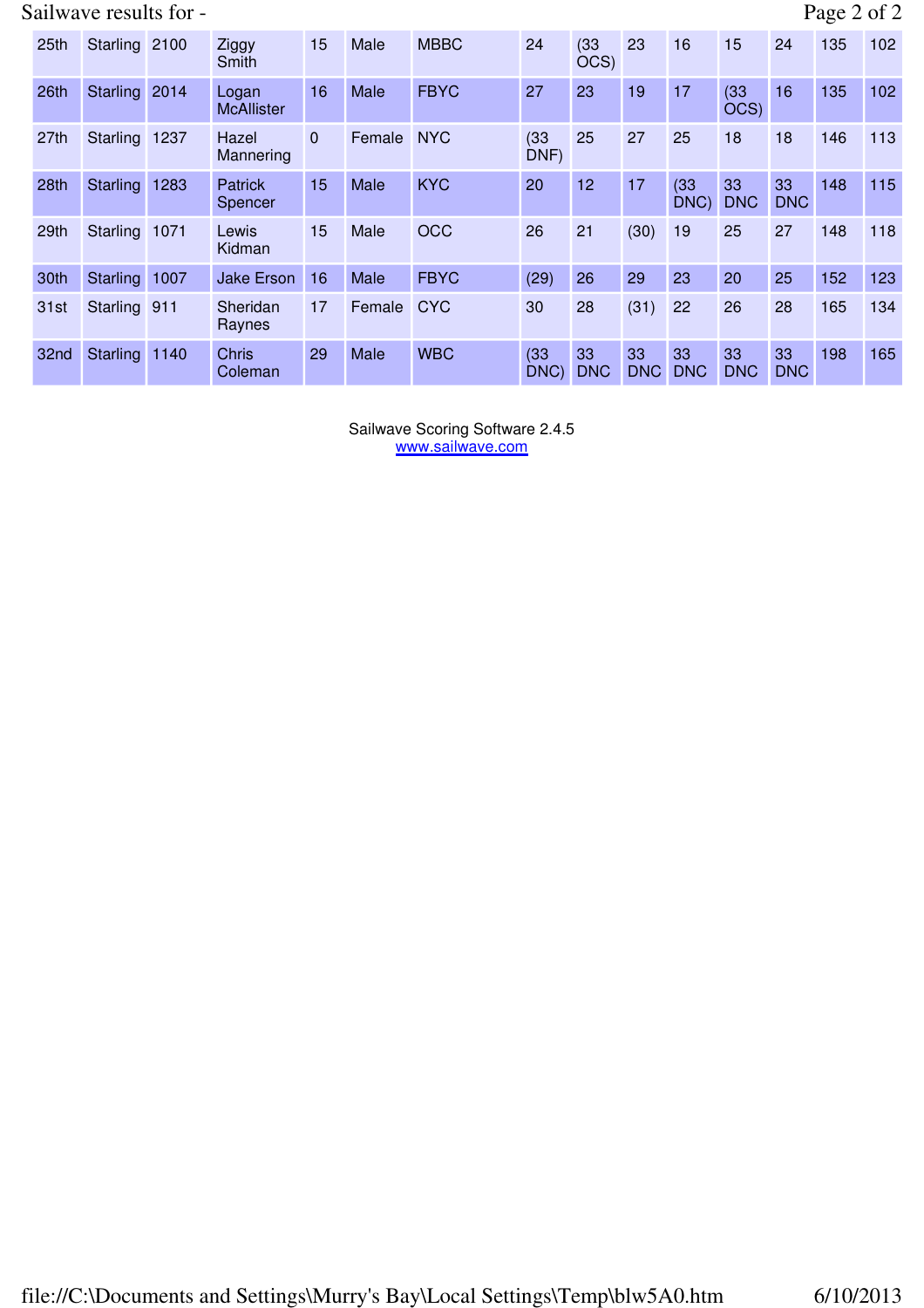| | | | | | | | | | | | | | | |
|---|---|---|---|---|---|---|---|---|---|---|---|---|---|---|
| 25th | Starling | 2100 | Ziggy Smith | 15 | Male | MBBC | 24 | (33 OCS) | 23 | 16 | 15 | 24 | 135 | 102 |
| 26th | Starling | 2014 | Logan McAllister | 16 | Male | FBYC | 27 | 23 | 19 | 17 | (33 OCS) | 16 | 135 | 102 |
| 27th | Starling | 1237 | Hazel Mannering | 0 | Female | NYC | (33 DNF) | 25 | 27 | 25 | 18 | 18 | 146 | 113 |
| 28th | Starling | 1283 | Patrick Spencer | 15 | Male | KYC | 20 | 12 | 17 | (33 DNC) | 33 DNC | 33 DNC | 148 | 115 |
| 29th | Starling | 1071 | Lewis Kidman | 15 | Male | OCC | 26 | 21 | (30) | 19 | 25 | 27 | 148 | 118 |
| 30th | Starling | 1007 | Jake Erson | 16 | Male | FBYC | (29) | 26 | 29 | 23 | 20 | 25 | 152 | 123 |
| 31st | Starling | 911 | Sheridan Raynes | 17 | Female | CYC | 30 | 28 | (31) | 22 | 26 | 28 | 165 | 134 |
| 32nd | Starling | 1140 | Chris Coleman | 29 | Male | WBC | (33 DNC) | 33 DNC | 33 DNC | 33 DNC | 33 DNC | 33 DNC | 198 | 165 |

Sailwave Scoring Software 2.4.5
www.sailwave.com